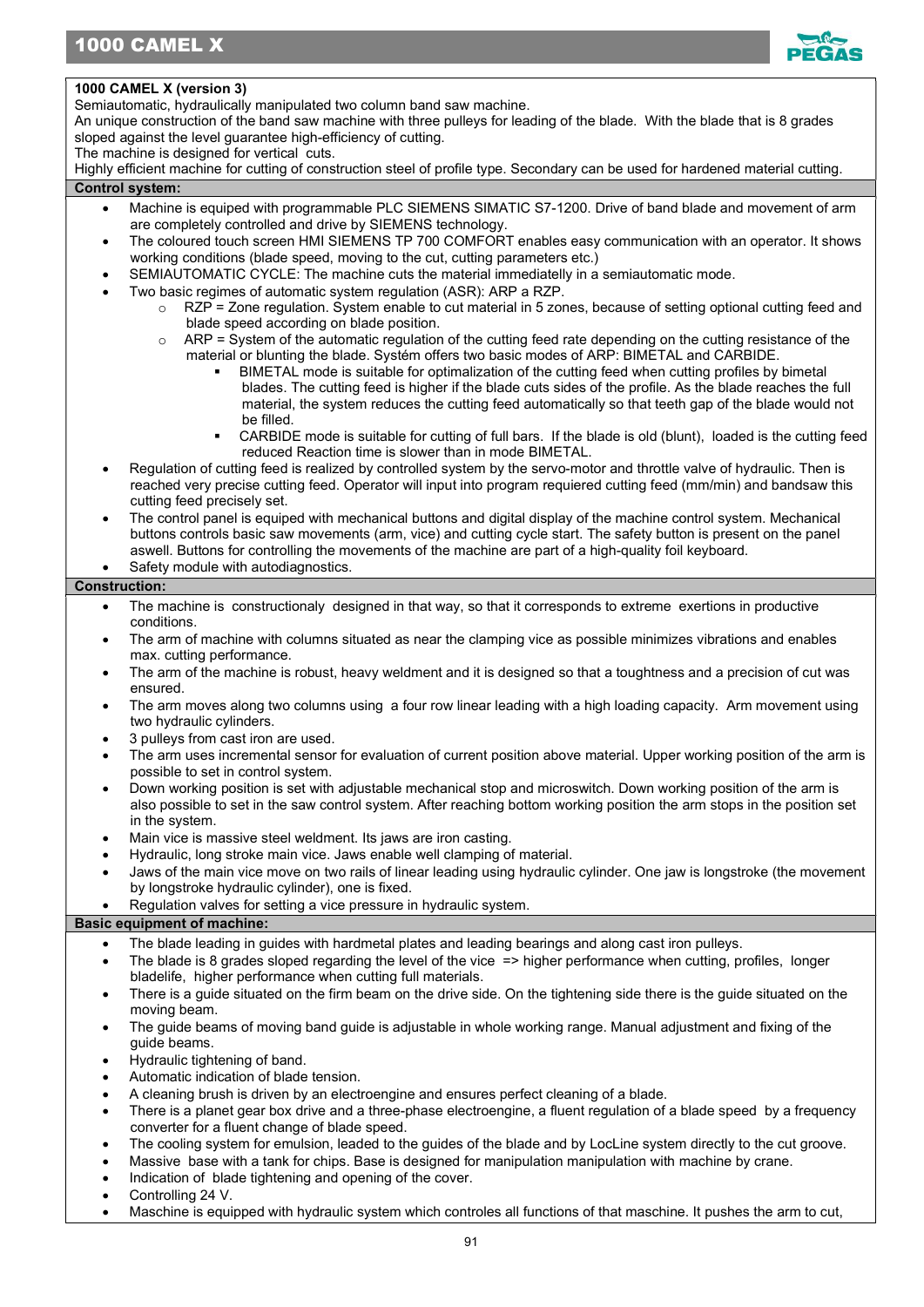**1000 CAMEL X (version 3)**

Semiautomatic, hydraulically manipulated two column band saw machine.
An unique construction of the band saw machine with three pulleys for leading of the blade. With the blade that is 8 grades sloped against the level guarantee high-efficiency of cutting.
The machine is designed for vertical cuts.
Highly efficient machine for cutting of construction steel of profile type. Secondary can be used for hardened material cutting.

## Control system:

- Machine is equiped with programmable PLC SIEMENS SIMATIC S7-1200. Drive of band blade and movement of arm are completely controlled and drive by SIEMENS technology.
- The coloured touch screen HMI SIEMENS TP 700 COMFORT enables easy communication with an operator. It shows working conditions (blade speed, moving to the cut, cutting parameters etc.)
- SEMIAUTOMATIC CYCLE: The machine cuts the material immediatelly in a semiautomatic mode.
- Two basic regimes of automatic system regulation (ASR): ARP a RZP.
  - RZP = Zone regulation. System enable to cut material in 5 zones, because of setting optional cutting feed and blade speed according on blade position.
  - ARP = System of the automatic regulation of the cutting feed rate depending on the cutting resistance of the material or blunting the blade. Systém offers two basic modes of ARP: BIMETAL and CARBIDE.
    - BIMETAL mode is suitable for optimalization of the cutting feed when cutting profiles by bimetal blades. The cutting feed is higher if the blade cuts sides of the profile. As the blade reaches the full material, the system reduces the cutting feed automatically so that teeth gap of the blade would not be filled.
    - CARBIDE mode is suitable for cutting of full bars. If the blade is old (blunt), loaded is the cutting feed reduced Reaction time is slower than in mode BIMETAL.
- Regulation of cutting feed is realized by controlled system by the servo-motor and throttle valve of hydraulic. Then is reached very precise cutting feed. Operator will input into program requiered cutting feed (mm/min) and bandsaw this cutting feed precisely set.
- The control panel is equipped with mechanical buttons and digital display of the machine control system. Mechanical buttons controls basic saw movements (arm, vice) and cutting cycle start. The safety button is present on the panel aswell. Buttons for controlling the movements of the machine are part of a high-quality foil keyboard.
- Safety module with autodiagnostics.

## Construction:

- The machine is constructionaly designed in that way, so that it corresponds to extreme exertions in productive conditions.
- The arm of machine with columns situated as near the clamping vice as possible minimizes vibrations and enables max. cutting performance.
- The arm of the machine is robust, heavy weldment and it is designed so that a toughness and a precision of cut was ensured.
- The arm moves along two columns using a four row linear leading with a high loading capacity. Arm movement using two hydraulic cylinders.
- 3 pulleys from cast iron are used.
- The arm uses incremental sensor for evaluation of current position above material. Upper working position of the arm is possible to set in control system.
- Down working position is set with adjustable mechanical stop and microswitch. Down working position of the arm is also possible to set in the saw control system. After reaching bottom working position the arm stops in the position set in the system.
- Main vice is massive steel weldment. Its jaws are iron casting.
- Hydraulic, long stroke main vice. Jaws enable well clamping of material.
- Jaws of the main vice move on two rails of linear leading using hydraulic cylinder. One jaw is longstroke (the movement by longstroke hydraulic cylinder), one is fixed.
- Regulation valves for setting a vice pressure in hydraulic system.

## Basic equipment of machine:

- The blade leading in guides with hardmetal plates and leading bearings and along cast iron pulleys.
- The blade is 8 grades sloped regarding the level of the vice => higher performance when cutting, profiles, longer bladelife, higher performance when cutting full materials.
- There is a guide situated on the firm beam on the drive side. On the tightening side there is the guide situated on the moving beam.
- The guide beams of moving band guide is adjustable in whole working range. Manual adjustment and fixing of the guide beams.
- Hydraulic tightening of band.
- Automatic indication of blade tension.
- A cleaning brush is driven by an electroengine and ensures perfect cleaning of a blade.
- There is a planet gear box drive and a three-phase electroengine, a fluent regulation of a blade speed by a frequency converter for a fluent change of blade speed.
- The cooling system for emulsion, leaded to the guides of the blade and by LocLine system directly to the cut groove.
- Massive base with a tank for chips. Base is designed for manipulation manipulation with machine by crane.
- Indication of blade tightening and opening of the cover.
- Controlling 24 V.
- Maschine is equipped with hydraulic system which controles all functions of that maschine. It pushes the arm to cut,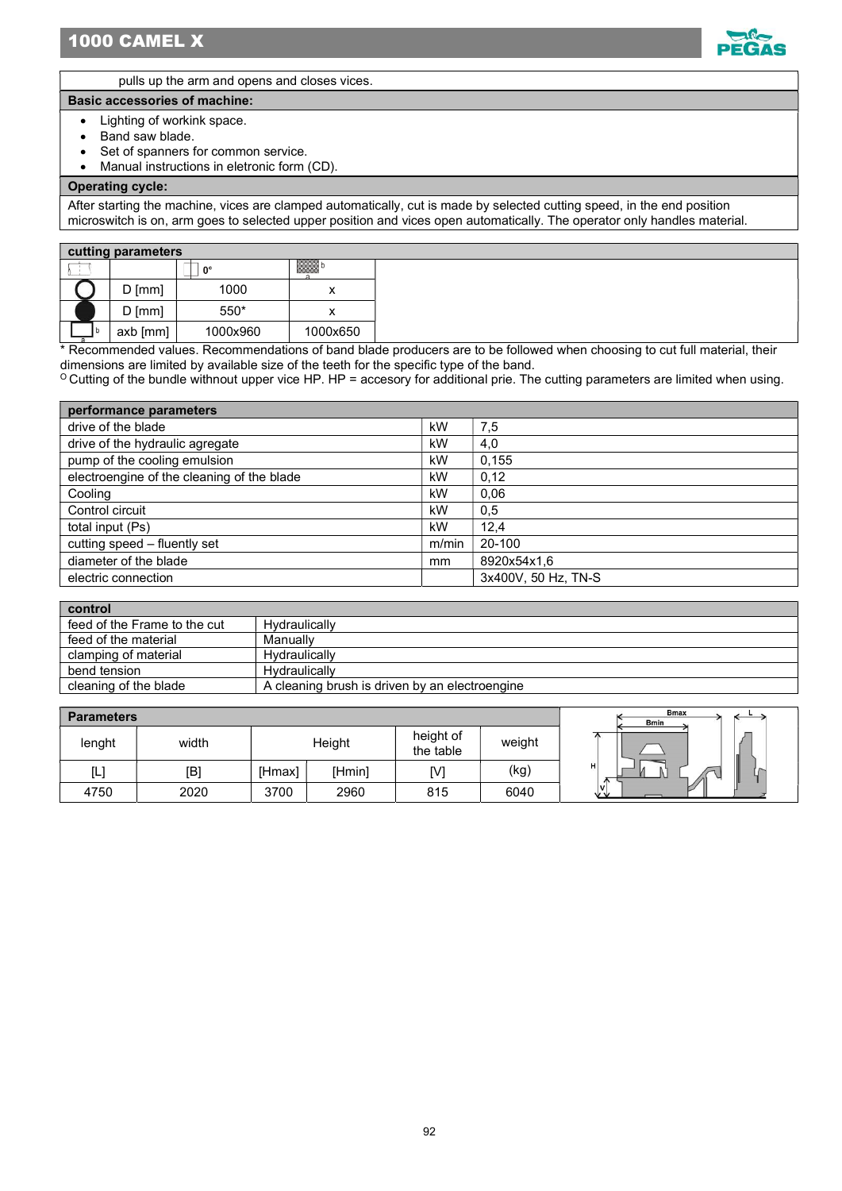pulls up the arm and opens and closes vices.

**Basic accessories of machine:**

- Lighting of workink space.
- Band saw blade.
- Set of spanners for common service.
- Manual instructions in eletronic form (CD).

**Operating cycle:**

After starting the machine, vices are clamped automatically, cut is made by selected cutting speed, in the end position microswitch is on, arm goes to selected upper position and vices open automatically. The operator only handles material.

**cutting parameters**

| | | 0° | b a |
|---|---|---|---|
| ○ | D [mm] | 1000 | x |
| ● | D [mm] | 550* | x |
| □ | axb [mm] | 1000x960 | 1000x650 |

\* Recommended values. Recommendations of band blade producers are to be followed when choosing to cut full material, their dimensions are limited by available size of the teeth for the specific type of the band.
O Cutting of the bundle withnout upper vice HP. HP = accesory for additional prie. The cutting parameters are limited when using.

| performance parameters | | |
|---|---|---|
| drive of the blade | kW | 7,5 |
| drive of the hydraulic agregate | kW | 4,0 |
| pump of the cooling emulsion | kW | 0,155 |
| electroengine of the cleaning of the blade | kW | 0,12 |
| Cooling | kW | 0,06 |
| Control circuit | kW | 0,5 |
| total input (Ps) | kW | 12,4 |
| cutting speed – fluently set | m/min | 20-100 |
| diameter of the blade | mm | 8920x54x1,6 |
| electric connection | | 3x400V, 50 Hz, TN-S |

| control | |
|---|---|
| feed of the Frame to the cut | Hydraulically |
| feed of the material | Manually |
| clamping of material | Hydraulically |
| bend tension | Hydraulically |
| cleaning of the blade | A cleaning brush is driven by an electroengine |

**Parameters**

| lenght | width | Height | | height of the table | weight |
|---|---|---|---|---|---|
| [L] | [B] | [Hmax] | [Hmin] | [V] | (kg) |
| 4750 | 2020 | 3700 | 2960 | 815 | 6040 |

Bmax
Bmin
L
H
V